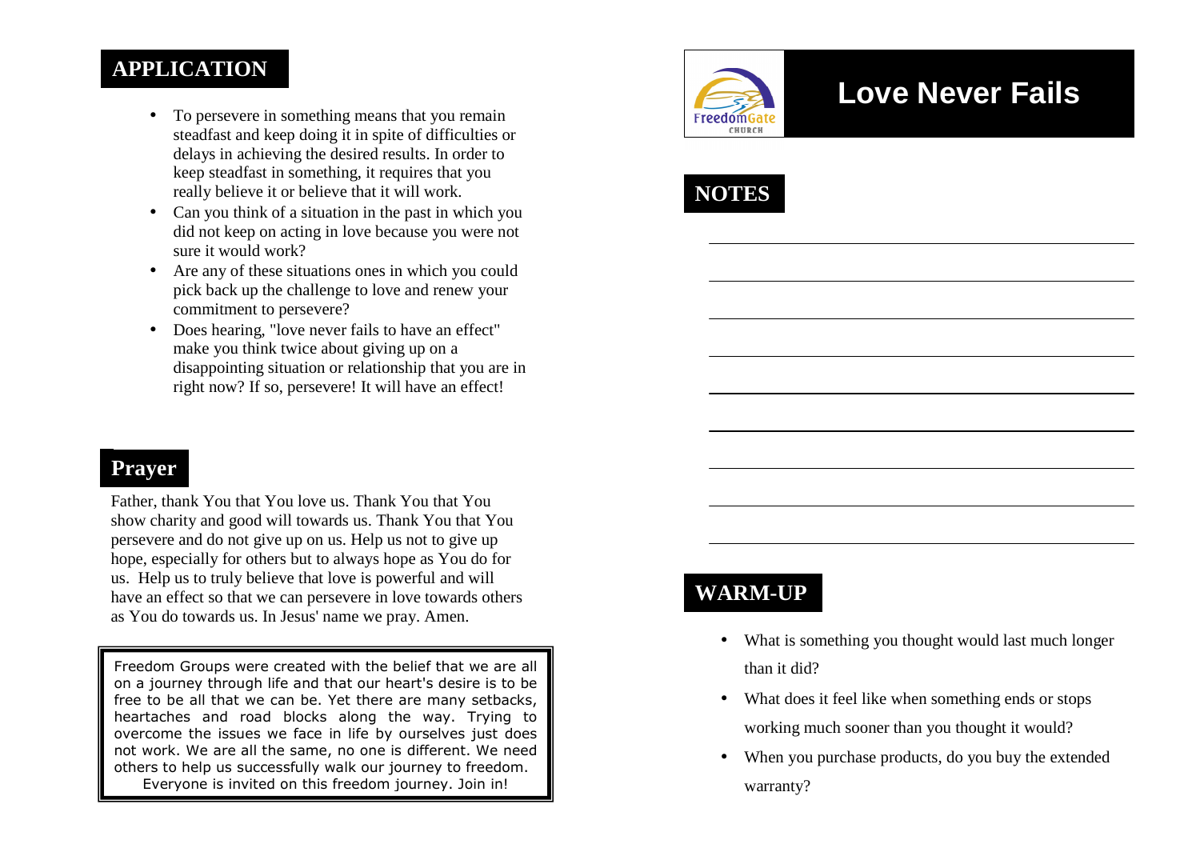## APPLICATION

- To persevere in something means that you remain steadfast and keep doing it in spite of difficulties or delays in achieving the desired results. In order to keep steadfast in something, it requires that you really believe it or believe that it will work.
- Can you think of a situation in the past in which you did not keep on acting in love because you were not sure it would work?
- Are any of these situations ones in which you could pick back up the challenge to love and renew your commitment to persevere?
- Does hearing, "love never fails to have an effect" make you think twice about giving up on a disappointing situation or relationship that you are in right now? If so, persevere! It will have an effect!

## Prayer

Father, thank You that You love us. Thank You that You show charity and good will towards us. Thank You that You persevere and do not give up on us. Help us not to give up hope, especially for others but to always hope as You do for us. Help us to truly believe that love is powerful and will have an effect so that we can persevere in love towards others as You do towards us. In Jesus' name we pray. Amen.

> Freedom Groups were created with the belief that we are all on a journey through life and that our heart's desire is to be free to be all that we can be. Yet there are many setbacks, heartaches and road blocks along the way. Trying to overcome the issues we face in life by ourselves just does not work. We are all the same, no one is different. We need others to help us successfully walk our journey to freedom. Everyone is invited on this freedom journey. Join in!

FreedomGate CHURCH

# Love Never Fails

## NOTES

______________________________________________

______________________________________________

______________________________________________

______________________________________________

______________________________________________

______________________________________________

______________________________________________

______________________________________________

______________________________________________

## WARM-UP

- What is something you thought would last much longer than it did?
- What does it feel like when something ends or stops working much sooner than you thought it would?
- When you purchase products, do you buy the extended warranty?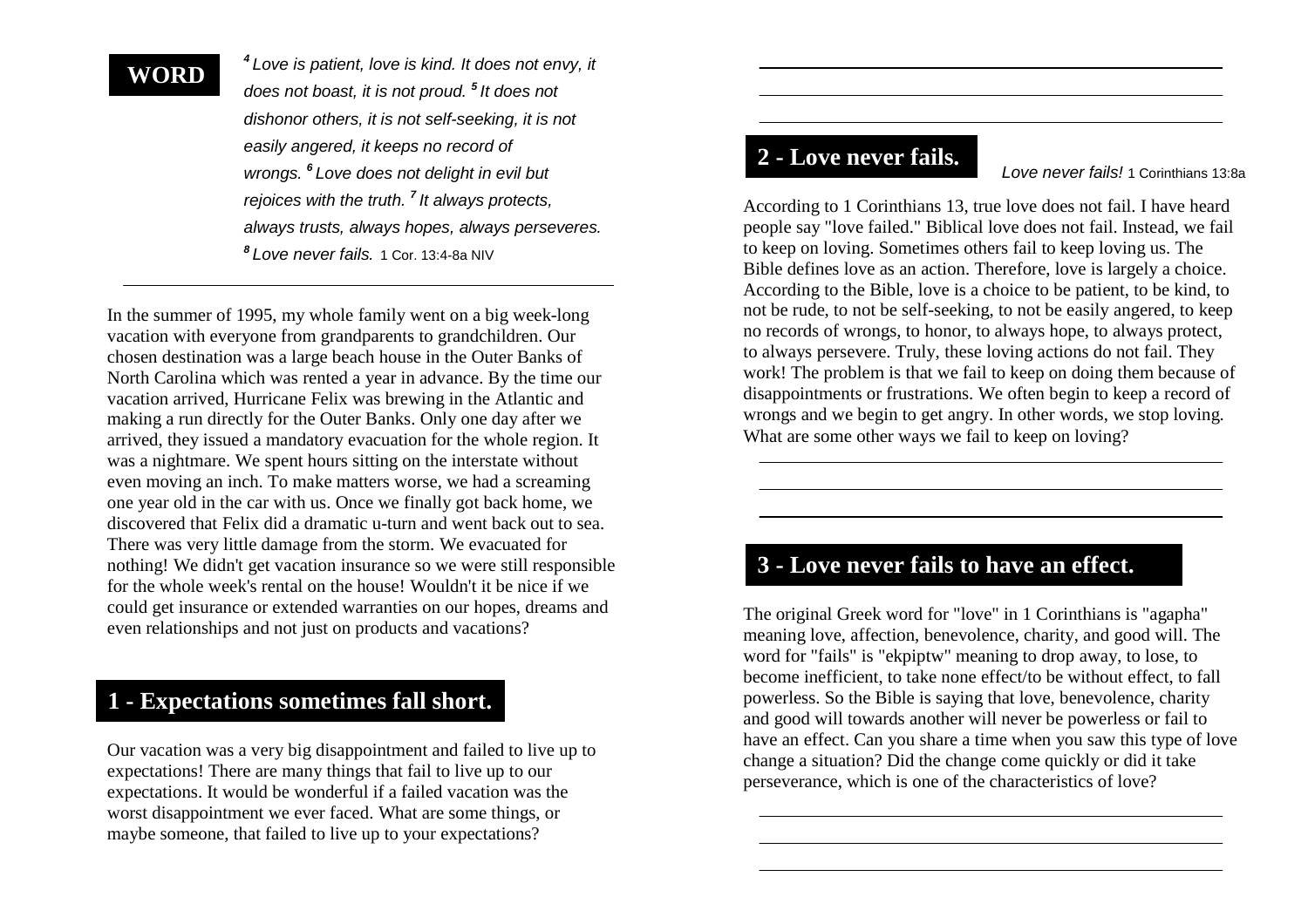## WORD

*[4] Love is patient, love is kind. It does not envy, it does not boast, it is not proud. [5] It does not dishonor others, it is not self-seeking, it is not easily angered, it keeps no record of wrongs. [6] Love does not delight in evil but rejoices with the truth. [7] It always protects, always trusts, always hopes, always perseveres. [8] Love never fails.* 1 Cor. 13:4-8a NIV

In the summer of 1995, my whole family went on a big week-long vacation with everyone from grandparents to grandchildren. Our chosen destination was a large beach house in the Outer Banks of North Carolina which was rented a year in advance. By the time our vacation arrived, Hurricane Felix was brewing in the Atlantic and making a run directly for the Outer Banks. Only one day after we arrived, they issued a mandatory evacuation for the whole region. It was a nightmare. We spent hours sitting on the interstate without even moving an inch. To make matters worse, we had a screaming one year old in the car with us. Once we finally got back home, we discovered that Felix did a dramatic u-turn and went back out to sea. There was very little damage from the storm. We evacuated for nothing! We didn't get vacation insurance so we were still responsible for the whole week's rental on the house! Wouldn't it be nice if we could get insurance or extended warranties on our hopes, dreams and even relationships and not just on products and vacations?

## 1 - Expectations sometimes fall short.

Our vacation was a very big disappointment and failed to live up to expectations! There are many things that fail to live up to our expectations. It would be wonderful if a failed vacation was the worst disappointment we ever faced. What are some things, or maybe someone, that failed to live up to your expectations?

## 2 - Love never fails.

*Love never fails!* 1 Corinthians 13:8a

According to 1 Corinthians 13, true love does not fail. I have heard people say "love failed." Biblical love does not fail. Instead, we fail to keep on loving. Sometimes others fail to keep loving us. The Bible defines love as an action. Therefore, love is largely a choice. According to the Bible, love is a choice to be patient, to be kind, to not be rude, to not be self-seeking, to not be easily angered, to keep no records of wrongs, to honor, to always hope, to always protect, to always persevere. Truly, these loving actions do not fail. They work! The problem is that we fail to keep on doing them because of disappointments or frustrations. We often begin to keep a record of wrongs and we begin to get angry. In other words, we stop loving. What are some other ways we fail to keep on loving?

## 3 - Love never fails to have an effect.

The original Greek word for "love" in 1 Corinthians is "agapha" meaning love, affection, benevolence, charity, and good will. The word for "fails" is "ekpiptw" meaning to drop away, to lose, to become inefficient, to take none effect/to be without effect, to fall powerless. So the Bible is saying that love, benevolence, charity and good will towards another will never be powerless or fail to have an effect. Can you share a time when you saw this type of love change a situation? Did the change come quickly or did it take perseverance, which is one of the characteristics of love?